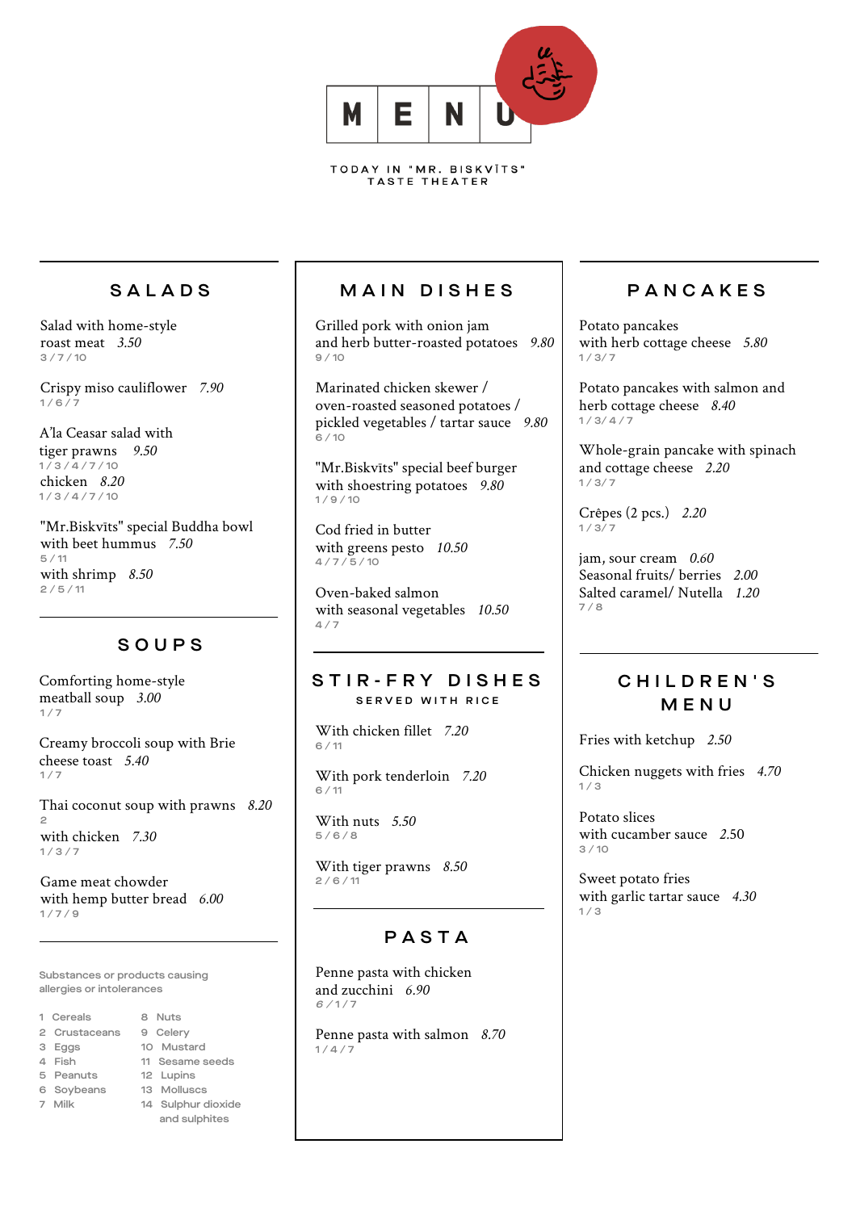# MENU

TODAY IN "MR. BISKVĪTS" TASTE THEATER

## SALADS

Salad with home-style roast meat *3.50*
3 / 7 / 10

Crispy miso cauliflower *7.90*
1 / 6 / 7

A'la Ceasar salad with
tiger prawns *9.50*
1 / 3 / 4 / 7 / 10
chicken *8.20*
1 / 3 / 4 / 7 / 10

"Mr.Biskvīts" special Buddha bowl with beet hummus *7.50*
5 / 11
with shrimp *8.50*
2 / 5 / 11

## SOUPS

Comforting home-style meatball soup *3.00*
1 / 7

Creamy broccoli soup with Brie cheese toast *5.40*
1 / 7

Thai coconut soup with prawns *8.20*
2
with chicken *7.30*
1 / 3 / 7

Game meat chowder with hemp butter bread *6.00*
1 / 7 / 9

Substances or products causing allergies or intolerances

1 Cereals
2 Crustaceans
3 Eggs
4 Fish
5 Peanuts
6 Soybeans
7 Milk
8 Nuts
9 Celery
10 Mustard
11 Sesame seeds
12 Lupins
13 Molluscs
14 Sulphur dioxide and sulphites

## MAIN DISHES

Grilled pork with onion jam and herb butter-roasted potatoes *9.80*
9 / 10

Marinated chicken skewer / oven-roasted seasoned potatoes / pickled vegetables / tartar sauce *9.80*
6 / 10

"Mr.Biskvīts" special beef burger with shoestring potatoes *9.80*
1 / 9 / 10

Cod fried in butter with greens pesto *10.50*
4 / 7 / 5 / 10

Oven-baked salmon with seasonal vegetables *10.50*
4 / 7

## STIR-FRY DISHES

SERVED WITH RICE

With chicken fillet *7.20*
6 / 11

With pork tenderloin *7.20*
6 / 11

With nuts *5.50*
5 / 6 / 8

With tiger prawns *8.50*
2 / 6 / 11

## PASTA

Penne pasta with chicken and zucchini *6.90*
6 / 1 / 7

Penne pasta with salmon *8.70*
1 / 4 / 7

## PANCAKES

Potato pancakes with herb cottage cheese *5.80*
1 / 3 / 7

Potato pancakes with salmon and herb cottage cheese *8.40*
1 / 3 / 4 / 7

Whole-grain pancake with spinach and cottage cheese *2.20*
1 / 3 / 7

Crêpes (2 pcs.) *2.20*
1 / 3 / 7

jam, sour cream *0.60*
Seasonal fruits/ berries *2.00*
Salted caramel/ Nutella *1.20*
7 / 8

## CHILDREN'S MENU

Fries with ketchup *2.50*

Chicken nuggets with fries *4.70*
1 / 3

Potato slices with cucamber sauce 2.50
3 / 10

Sweet potato fries with garlic tartar sauce *4.30*
1 / 3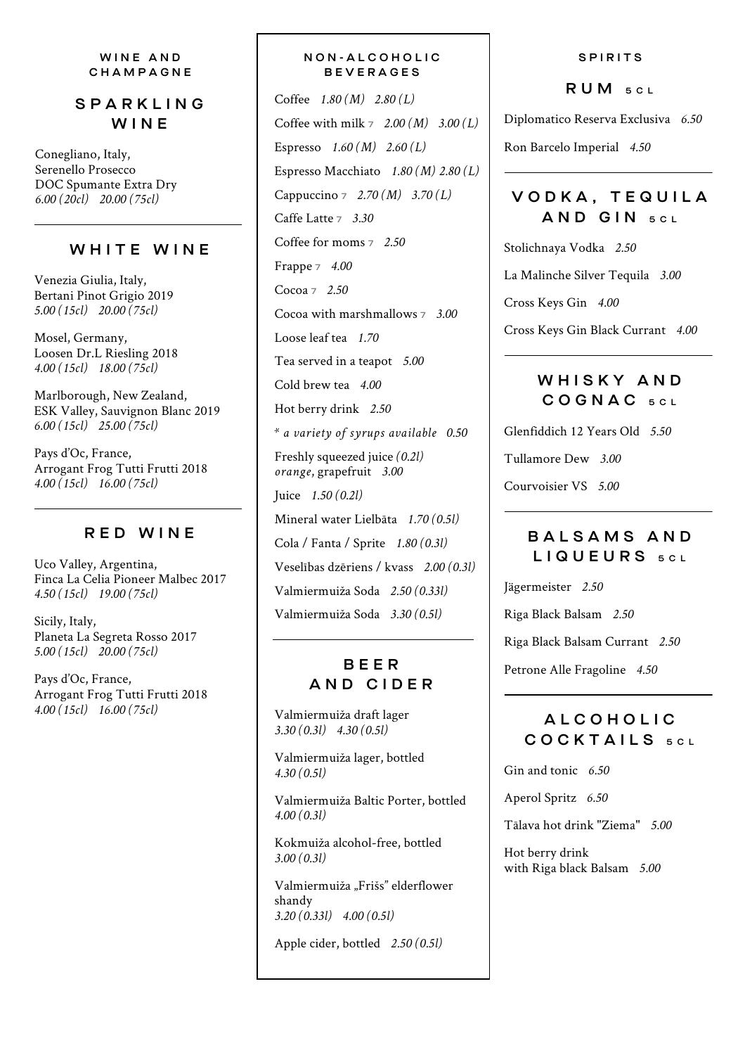## WINE AND CHAMPAGNE

### SPARKLING WINE

Conegliano, Italy,
Serenello Prosecco
DOC Spumante Extra Dry
*6.00 (20cl)   20.00 (75cl)*

### WHITE WINE

Venezia Giulia, Italy,
Bertani Pinot Grigio 2019
*5.00 (15cl)   20.00 (75cl)*

Mosel, Germany,
Loosen Dr.L Riesling 2018
*4.00 (15cl)   18.00 (75cl)*

Marlborough, New Zealand,
ESK Valley, Sauvignon Blanc 2019
*6.00 (15cl)   25.00 (75cl)*

Pays d'Oc, France,
Arrogant Frog Tutti Frutti 2018
*4.00 (15cl)   16.00 (75cl)*

### RED WINE

Uco Valley, Argentina,
Finca La Celia Pioneer Malbec 2017
*4.50 (15cl)   19.00 (75cl)*

Sicily, Italy,
Planeta La Segreta Rosso 2017
*5.00 (15cl)   20.00 (75cl)*

Pays d'Oc, France,
Arrogant Frog Tutti Frutti 2018
*4.00 (15cl)   16.00 (75cl)*

## NON-ALCOHOLIC BEVERAGES

Coffee   *1.80 (M)   2.80 (L)*

Coffee with milk 7   *2.00 (M)   3.00 (L)*

Espresso   *1.60 (M)   2.60 (L)*

Espresso Macchiato   *1.80 (M) 2.80 (L)*

Cappuccino 7   *2.70 (M)   3.70 (L)*

Caffe Latte 7   *3.30*

Coffee for moms 7   *2.50*

Frappe 7   *4.00*

Cocoa 7   *2.50*

Cocoa with marshmallows 7   *3.00*

Loose leaf tea   *1.70*

Tea served in a teapot   *5.00*

Cold brew tea   *4.00*

Hot berry drink   *2.50*

* *a variety of syrups available   0.50*

Freshly squeezed juice *(0.2l)*
*orange*, grapefruit   *3.00*

Juice   *1.50 (0.2l)*

Mineral water Lielbāta   *1.70 (0.5l)*

Cola / Fanta / Sprite   *1.80 (0.3l)*

Veselības dzēriens / kvass   *2.00 (0.3l)*

Valmiermuiža Soda   *2.50 (0.33l)*

Valmiermuiža Soda   *3.30 (0.5l)*

## BEER AND CIDER

Valmiermuiža draft lager
*3.30 (0.3l)   4.30 (0.5l)*

Valmiermuiža lager, bottled
*4.30 (0.5l)*

Valmiermuiža Baltic Porter, bottled
*4.00 (0.3l)*

Kokmuiža alcohol-free, bottled
*3.00 (0.3l)*

Valmiermuiža „Frišs" elderflower shandy
*3.20 (0.33l)   4.00 (0.5l)*

Apple cider, bottled   *2.50 (0.5l)*

## SPIRITS

### RUM 5CL

Diplomatico Reserva Exclusiva   *6.50*

Ron Barcelo Imperial   *4.50*

### VODKA, TEQUILA AND GIN 5CL

Stolichnaya Vodka   *2.50*

La Malinche Silver Tequila   *3.00*

Cross Keys Gin   *4.00*

Cross Keys Gin Black Currant   *4.00*

### WHISKY AND COGNAC 5CL

Glenfiddich 12 Years Old   *5.50*

Tullamore Dew   *3.00*

Courvoisier VS   *5.00*

### BALSAMS AND LIQUEURS 5CL

Jägermeister   *2.50*

Riga Black Balsam   *2.50*

Riga Black Balsam Currant   *2.50*

Petrone Alle Fragoline   *4.50*

### ALCOHOLIC COCKTAILS 5CL

Gin and tonic   *6.50*

Aperol Spritz   *6.50*

Tālava hot drink "Ziema"   *5.00*

Hot berry drink
with Riga black Balsam   *5.00*